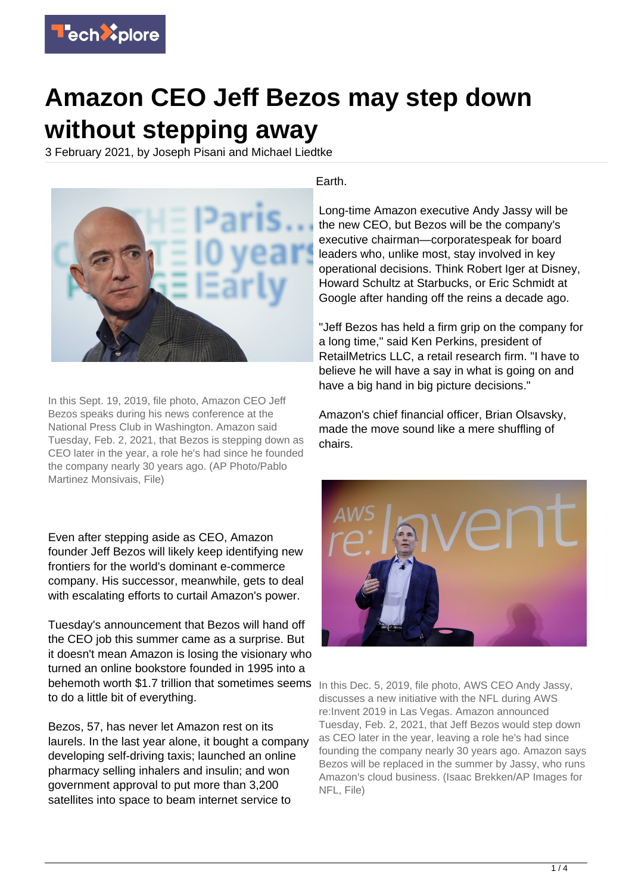# Amazon CEO Jeff Bezos may step down without stepping away

3 February 2021, by Joseph Pisani and Michael Liedtke

In this Sept. 19, 2019, file photo, Amazon CEO Jeff Bezos speaks during his news conference at the National Press Club in Washington. Amazon said Tuesday, Feb. 2, 2021, that Bezos is stepping down as CEO later in the year, a role he's had since he founded the company nearly 30 years ago. (AP Photo/Pablo Martinez Monsivais, File)

Even after stepping aside as CEO, Amazon founder Jeff Bezos will likely keep identifying new frontiers for the world's dominant e-commerce company. His successor, meanwhile, gets to deal with escalating efforts to curtail Amazon's power.

Tuesday's announcement that Bezos will hand off the CEO job this summer came as a surprise. But it doesn't mean Amazon is losing the visionary who turned an online bookstore founded in 1995 into a behemoth worth $1.7 trillion that sometimes seems to do a little bit of everything.

Bezos, 57, has never let Amazon rest on its laurels. In the last year alone, it bought a company developing self-driving taxis; launched an online pharmacy selling inhalers and insulin; and won government approval to put more than 3,200 satellites into space to beam internet service to Earth.

Long-time Amazon executive Andy Jassy will be the new CEO, but Bezos will be the company's executive chairman—corporatespeak for board leaders who, unlike most, stay involved in key operational decisions. Think Robert Iger at Disney, Howard Schultz at Starbucks, or Eric Schmidt at Google after handing off the reins a decade ago.

"Jeff Bezos has held a firm grip on the company for a long time," said Ken Perkins, president of RetailMetrics LLC, a retail research firm. "I have to believe he will have a say in what is going on and have a big hand in big picture decisions."

Amazon's chief financial officer, Brian Olsavsky, made the move sound like a mere shuffling of chairs.

In this Dec. 5, 2019, file photo, AWS CEO Andy Jassy, discusses a new initiative with the NFL during AWS re:Invent 2019 in Las Vegas. Amazon announced Tuesday, Feb. 2, 2021, that Jeff Bezos would step down as CEO later in the year, leaving a role he's had since founding the company nearly 30 years ago. Amazon says Bezos will be replaced in the summer by Jassy, who runs Amazon's cloud business. (Isaac Brekken/AP Images for NFL, File)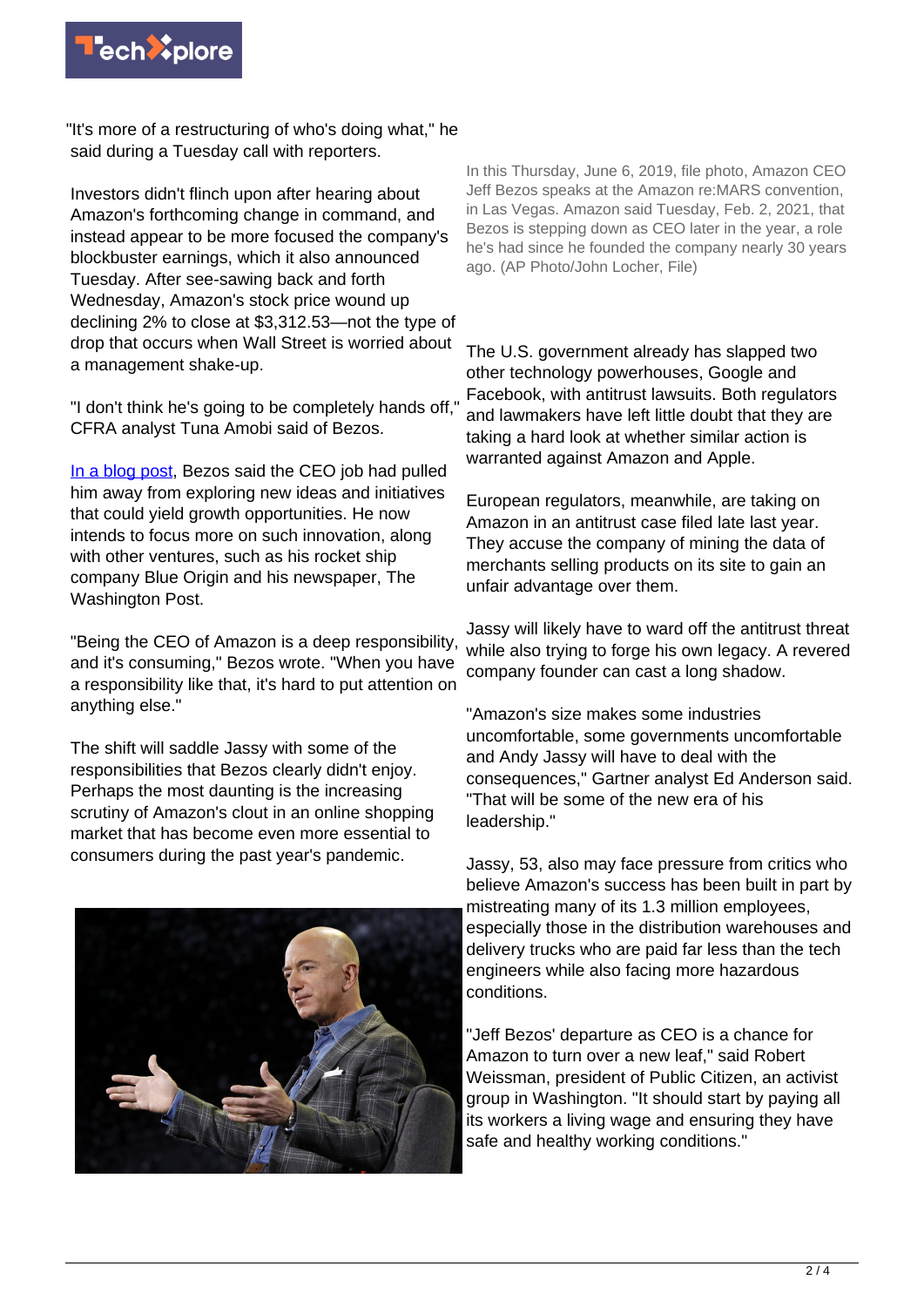"It's more of a restructuring of who's doing what," he said during a Tuesday call with reporters.

Investors didn't flinch upon after hearing about Amazon's forthcoming change in command, and instead appear to be more focused the company's blockbuster earnings, which it also announced Tuesday. After see-sawing back and forth Wednesday, Amazon's stock price wound up declining 2% to close at $3,312.53—not the type of drop that occurs when Wall Street is worried about a management shake-up.

"I don't think he's going to be completely hands off," CFRA analyst Tuna Amobi said of Bezos.

In a blog post, Bezos said the CEO job had pulled him away from exploring new ideas and initiatives that could yield growth opportunities. He now intends to focus more on such innovation, along with other ventures, such as his rocket ship company Blue Origin and his newspaper, The Washington Post.

"Being the CEO of Amazon is a deep responsibility, and it's consuming," Bezos wrote. "When you have a responsibility like that, it's hard to put attention on anything else."

The shift will saddle Jassy with some of the responsibilities that Bezos clearly didn't enjoy. Perhaps the most daunting is the increasing scrutiny of Amazon's clout in an online shopping market that has become even more essential to consumers during the past year's pandemic.

In this Thursday, June 6, 2019, file photo, Amazon CEO Jeff Bezos speaks at the Amazon re:MARS convention, in Las Vegas. Amazon said Tuesday, Feb. 2, 2021, that Bezos is stepping down as CEO later in the year, a role he's had since he founded the company nearly 30 years ago. (AP Photo/John Locher, File)

The U.S. government already has slapped two other technology powerhouses, Google and Facebook, with antitrust lawsuits. Both regulators and lawmakers have left little doubt that they are taking a hard look at whether similar action is warranted against Amazon and Apple.

European regulators, meanwhile, are taking on Amazon in an antitrust case filed late last year. They accuse the company of mining the data of merchants selling products on its site to gain an unfair advantage over them.

Jassy will likely have to ward off the antitrust threat while also trying to forge his own legacy. A revered company founder can cast a long shadow.

"Amazon's size makes some industries uncomfortable, some governments uncomfortable and Andy Jassy will have to deal with the consequences," Gartner analyst Ed Anderson said. "That will be some of the new era of his leadership."

Jassy, 53, also may face pressure from critics who believe Amazon's success has been built in part by mistreating many of its 1.3 million employees, especially those in the distribution warehouses and delivery trucks who are paid far less than the tech engineers while also facing more hazardous conditions.

"Jeff Bezos' departure as CEO is a chance for Amazon to turn over a new leaf," said Robert Weissman, president of Public Citizen, an activist group in Washington. "It should start by paying all its workers a living wage and ensuring they have safe and healthy working conditions."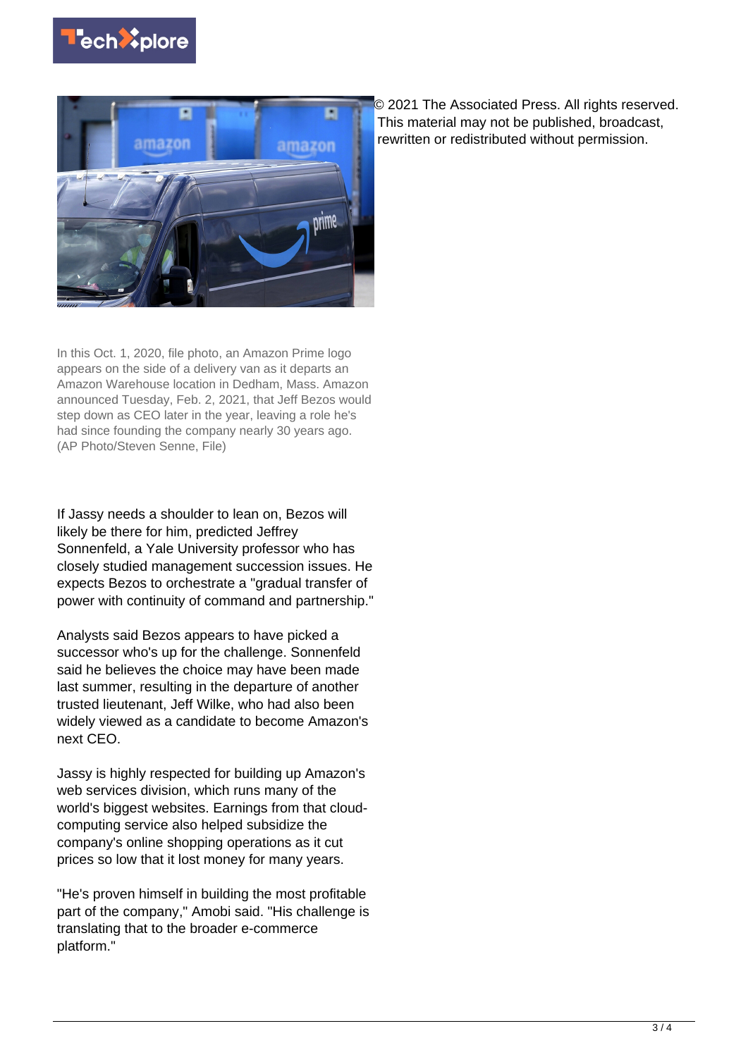© 2021 The Associated Press. All rights reserved. This material may not be published, broadcast, rewritten or redistributed without permission.

In this Oct. 1, 2020, file photo, an Amazon Prime logo appears on the side of a delivery van as it departs an Amazon Warehouse location in Dedham, Mass. Amazon announced Tuesday, Feb. 2, 2021, that Jeff Bezos would step down as CEO later in the year, leaving a role he's had since founding the company nearly 30 years ago. (AP Photo/Steven Senne, File)

If Jassy needs a shoulder to lean on, Bezos will likely be there for him, predicted Jeffrey Sonnenfeld, a Yale University professor who has closely studied management succession issues. He expects Bezos to orchestrate a "gradual transfer of power with continuity of command and partnership."

Analysts said Bezos appears to have picked a successor who's up for the challenge. Sonnenfeld said he believes the choice may have been made last summer, resulting in the departure of another trusted lieutenant, Jeff Wilke, who had also been widely viewed as a candidate to become Amazon's next CEO.

Jassy is highly respected for building up Amazon's web services division, which runs many of the world's biggest websites. Earnings from that cloud-computing service also helped subsidize the company's online shopping operations as it cut prices so low that it lost money for many years.

"He's proven himself in building the most profitable part of the company," Amobi said. "His challenge is translating that to the broader e-commerce platform."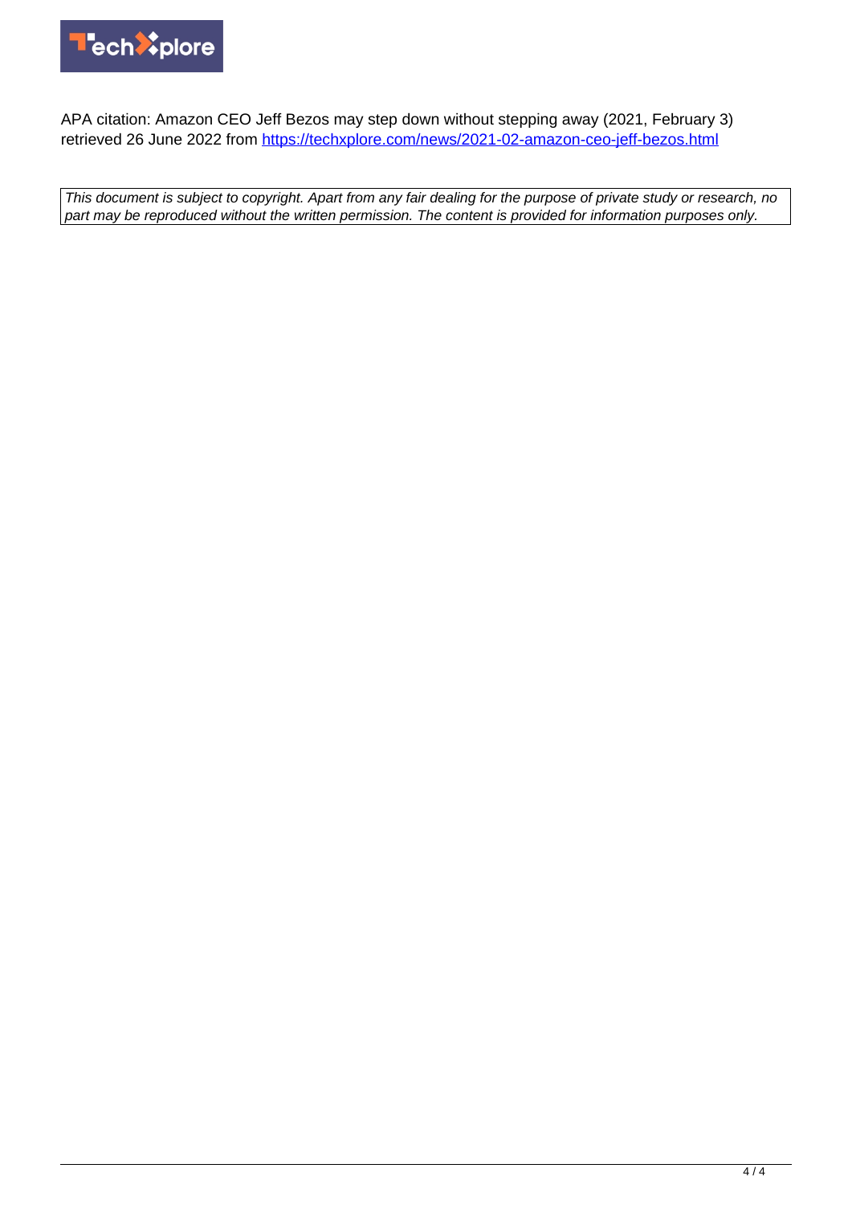APA citation: Amazon CEO Jeff Bezos may step down without stepping away (2021, February 3) retrieved 26 June 2022 from https://techxplore.com/news/2021-02-amazon-ceo-jeff-bezos.html

*This document is subject to copyright. Apart from any fair dealing for the purpose of private study or research, no part may be reproduced without the written permission. The content is provided for information purposes only.*